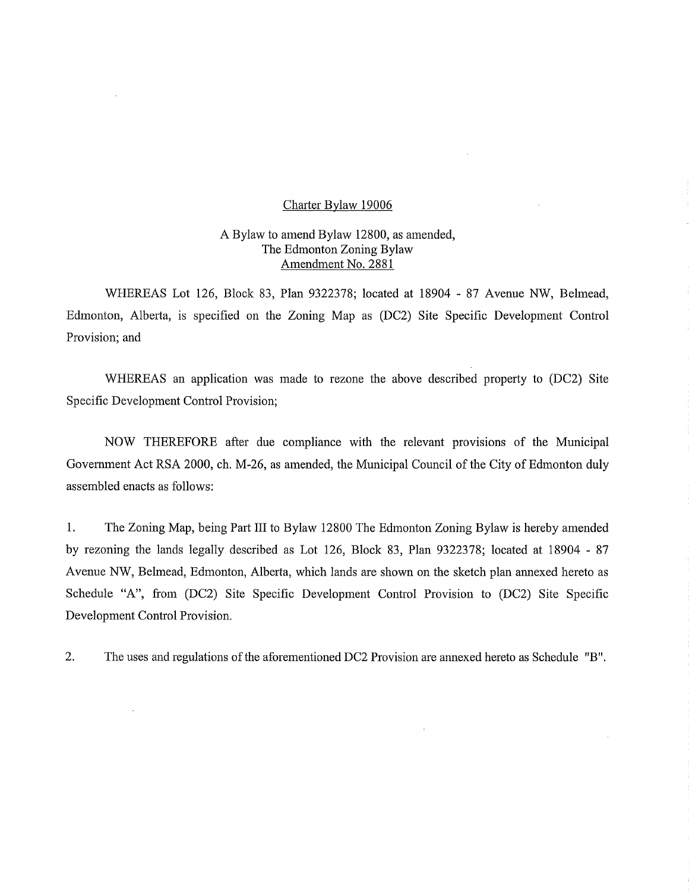<u>Charter Bylaw 19006</u>

A Bylaw to amend Bylaw 12800, as amended,
The Edmonton Zoning Bylaw
<u>Amendment No. 2881</u>

WHEREAS Lot 126, Block 83, Plan 9322378; located at 18904 - 87 Avenue NW, Belmead, Edmonton, Alberta, is specified on the Zoning Map as (DC2) Site Specific Development Control Provision; and

WHEREAS an application was made to rezone the above described property to (DC2) Site Specific Development Control Provision;

NOW THEREFORE after due compliance with the relevant provisions of the Municipal Government Act RSA 2000, ch. M-26, as amended, the Municipal Council of the City of Edmonton duly assembled enacts as follows:

1. The Zoning Map, being Part III to Bylaw 12800 The Edmonton Zoning Bylaw is hereby amended by rezoning the lands legally described as Lot 126, Block 83, Plan 9322378; located at 18904 - 87 Avenue NW, Belmead, Edmonton, Alberta, which lands are shown on the sketch plan annexed hereto as Schedule "A", from (DC2) Site Specific Development Control Provision to (DC2) Site Specific Development Control Provision.

2. The uses and regulations of the aforementioned DC2 Provision are annexed hereto as Schedule "B".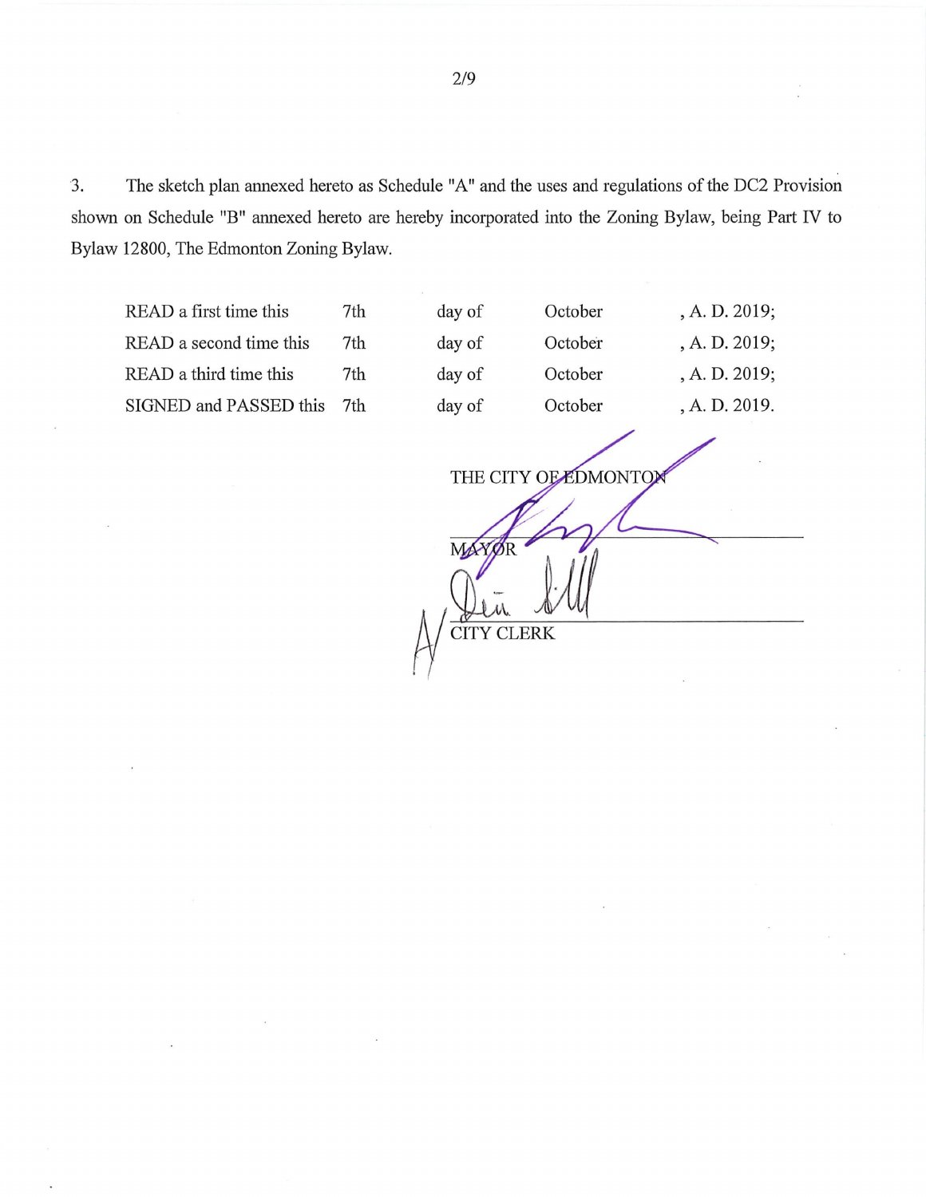3. The sketch plan annexed hereto as Schedule "A" and the uses and regulations of the DC2 Provision shown on Schedule "B" annexed hereto are hereby incorporated into the Zoning Bylaw, being Part IV to Bylaw 12800, The Edmonton Zoning Bylaw.

| | | | | |
|---|---|---|---|---|
| READ a first time this | 7th | day of | October | , A. D. 2019; |
| READ a second time this | 7th | day of | October | , A. D. 2019; |
| READ a third time this | 7th | day of | October | , A. D. 2019; |
| SIGNED and PASSED this | 7th | day of | October | , A. D. 2019. |

THE CITY OF EDMONTON

MAYOR

CITY CLERK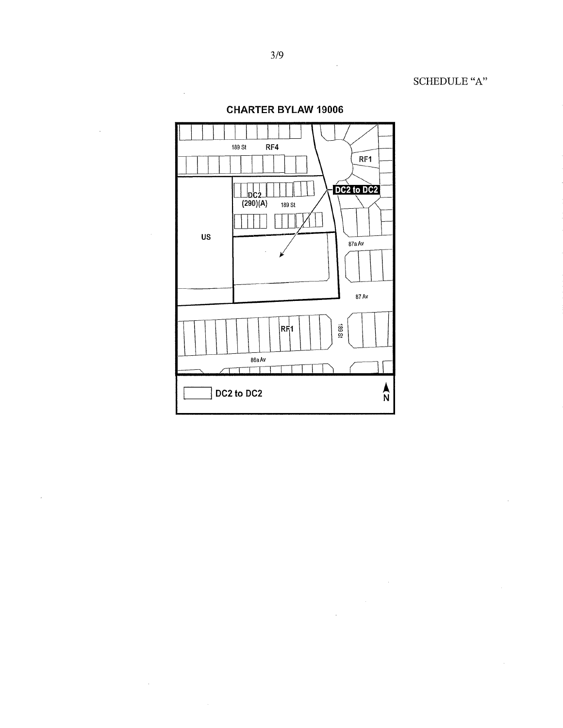SCHEDULE "A"

**CHARTER BYLAW 19006**

189 St RF4

RF1

DC2 to DC2

DC2 (290)(A) 189 St

US

87a Av

87 Av

RF1

189 St

86a Av

DC2 to DC2

N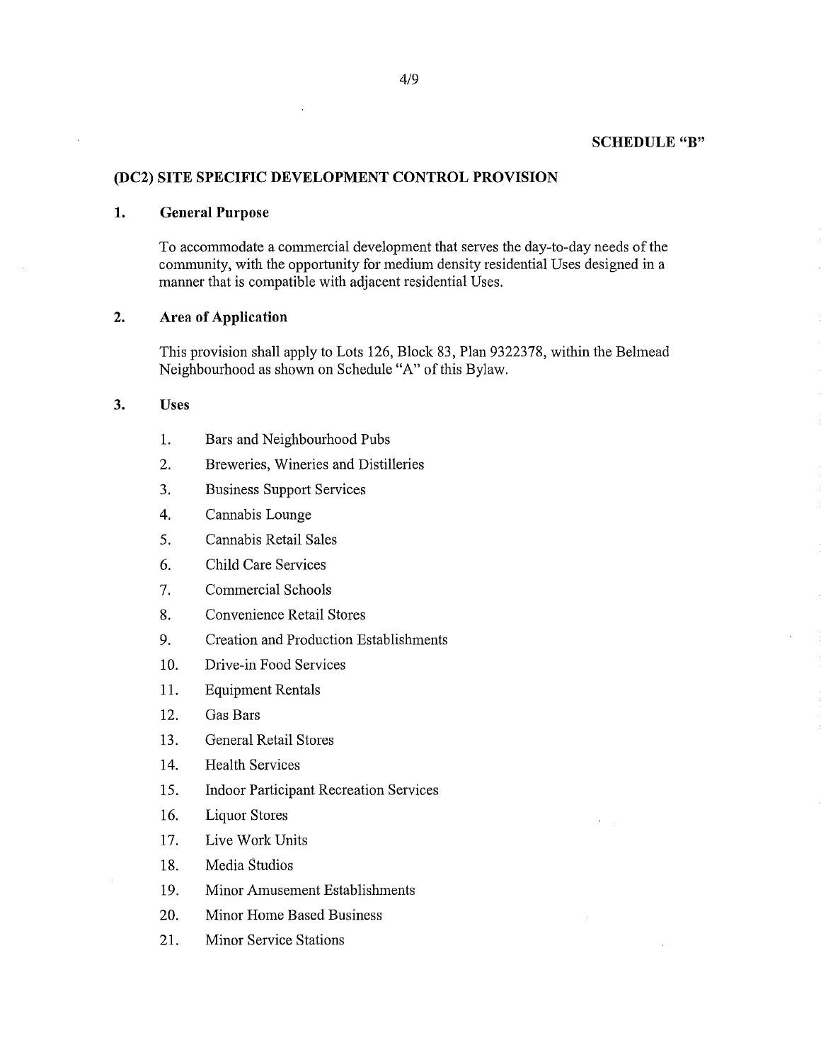**SCHEDULE "B"**

## (DC2) SITE SPECIFIC DEVELOPMENT CONTROL PROVISION

### 1. General Purpose

To accommodate a commercial development that serves the day-to-day needs of the community, with the opportunity for medium density residential Uses designed in a manner that is compatible with adjacent residential Uses.

### 2. Area of Application

This provision shall apply to Lots 126, Block 83, Plan 9322378, within the Belmead Neighbourhood as shown on Schedule "A" of this Bylaw.

### 3. Uses

1. Bars and Neighbourhood Pubs
2. Breweries, Wineries and Distilleries
3. Business Support Services
4. Cannabis Lounge
5. Cannabis Retail Sales
6. Child Care Services
7. Commercial Schools
8. Convenience Retail Stores
9. Creation and Production Establishments
10. Drive-in Food Services
11. Equipment Rentals
12. Gas Bars
13. General Retail Stores
14. Health Services
15. Indoor Participant Recreation Services
16. Liquor Stores
17. Live Work Units
18. Media Studios
19. Minor Amusement Establishments
20. Minor Home Based Business
21. Minor Service Stations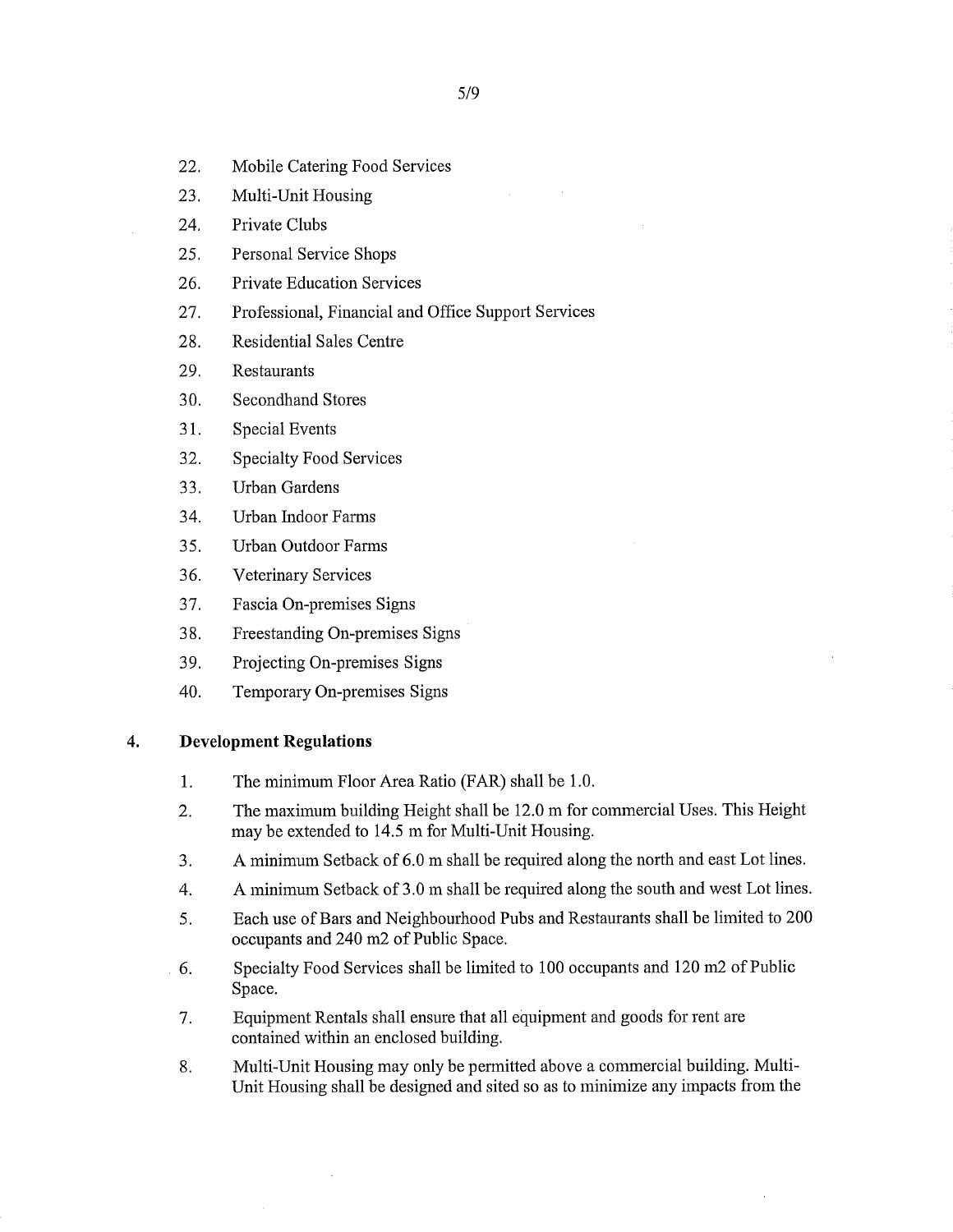22. Mobile Catering Food Services
23. Multi-Unit Housing
24. Private Clubs
25. Personal Service Shops
26. Private Education Services
27. Professional, Financial and Office Support Services
28. Residential Sales Centre
29. Restaurants
30. Secondhand Stores
31. Special Events
32. Specialty Food Services
33. Urban Gardens
34. Urban Indoor Farms
35. Urban Outdoor Farms
36. Veterinary Services
37. Fascia On-premises Signs
38. Freestanding On-premises Signs
39. Projecting On-premises Signs
40. Temporary On-premises Signs

## 4. Development Regulations

1. The minimum Floor Area Ratio (FAR) shall be 1.0.
2. The maximum building Height shall be 12.0 m for commercial Uses. This Height may be extended to 14.5 m for Multi-Unit Housing.
3. A minimum Setback of 6.0 m shall be required along the north and east Lot lines.
4. A minimum Setback of 3.0 m shall be required along the south and west Lot lines.
5. Each use of Bars and Neighbourhood Pubs and Restaurants shall be limited to 200 occupants and 240 m2 of Public Space.
6. Specialty Food Services shall be limited to 100 occupants and 120 m2 of Public Space.
7. Equipment Rentals shall ensure that all equipment and goods for rent are contained within an enclosed building.
8. Multi-Unit Housing may only be permitted above a commercial building. Multi-Unit Housing shall be designed and sited so as to minimize any impacts from the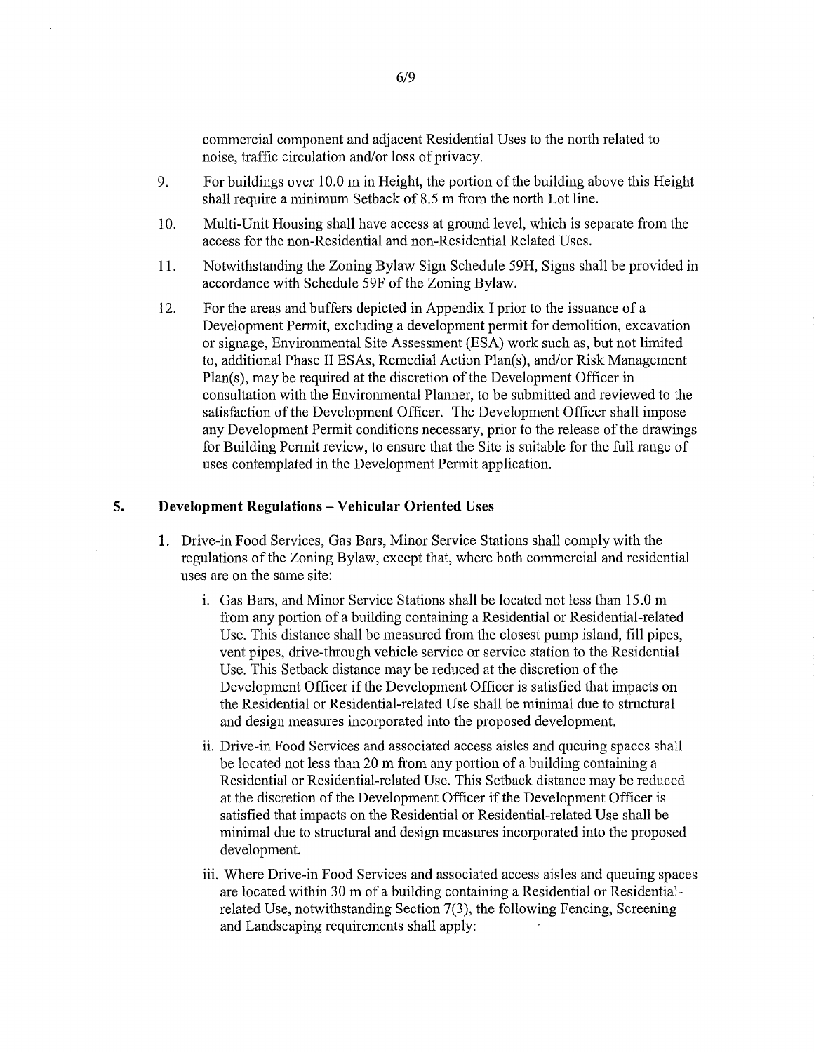commercial component and adjacent Residential Uses to the north related to noise, traffic circulation and/or loss of privacy.

9. For buildings over 10.0 m in Height, the portion of the building above this Height shall require a minimum Setback of 8.5 m from the north Lot line.

10. Multi-Unit Housing shall have access at ground level, which is separate from the access for the non-Residential and non-Residential Related Uses.

11. Notwithstanding the Zoning Bylaw Sign Schedule 59H, Signs shall be provided in accordance with Schedule 59F of the Zoning Bylaw.

12. For the areas and buffers depicted in Appendix I prior to the issuance of a Development Permit, excluding a development permit for demolition, excavation or signage, Environmental Site Assessment (ESA) work such as, but not limited to, additional Phase II ESAs, Remedial Action Plan(s), and/or Risk Management Plan(s), may be required at the discretion of the Development Officer in consultation with the Environmental Planner, to be submitted and reviewed to the satisfaction of the Development Officer. The Development Officer shall impose any Development Permit conditions necessary, prior to the release of the drawings for Building Permit review, to ensure that the Site is suitable for the full range of uses contemplated in the Development Permit application.

## 5. Development Regulations – Vehicular Oriented Uses

1. Drive-in Food Services, Gas Bars, Minor Service Stations shall comply with the regulations of the Zoning Bylaw, except that, where both commercial and residential uses are on the same site:

   i. Gas Bars, and Minor Service Stations shall be located not less than 15.0 m from any portion of a building containing a Residential or Residential-related Use. This distance shall be measured from the closest pump island, fill pipes, vent pipes, drive-through vehicle service or service station to the Residential Use. This Setback distance may be reduced at the discretion of the Development Officer if the Development Officer is satisfied that impacts on the Residential or Residential-related Use shall be minimal due to structural and design measures incorporated into the proposed development.

   ii. Drive-in Food Services and associated access aisles and queuing spaces shall be located not less than 20 m from any portion of a building containing a Residential or Residential-related Use. This Setback distance may be reduced at the discretion of the Development Officer if the Development Officer is satisfied that impacts on the Residential or Residential-related Use shall be minimal due to structural and design measures incorporated into the proposed development.

   iii. Where Drive-in Food Services and associated access aisles and queuing spaces are located within 30 m of a building containing a Residential or Residential-related Use, notwithstanding Section 7(3), the following Fencing, Screening and Landscaping requirements shall apply: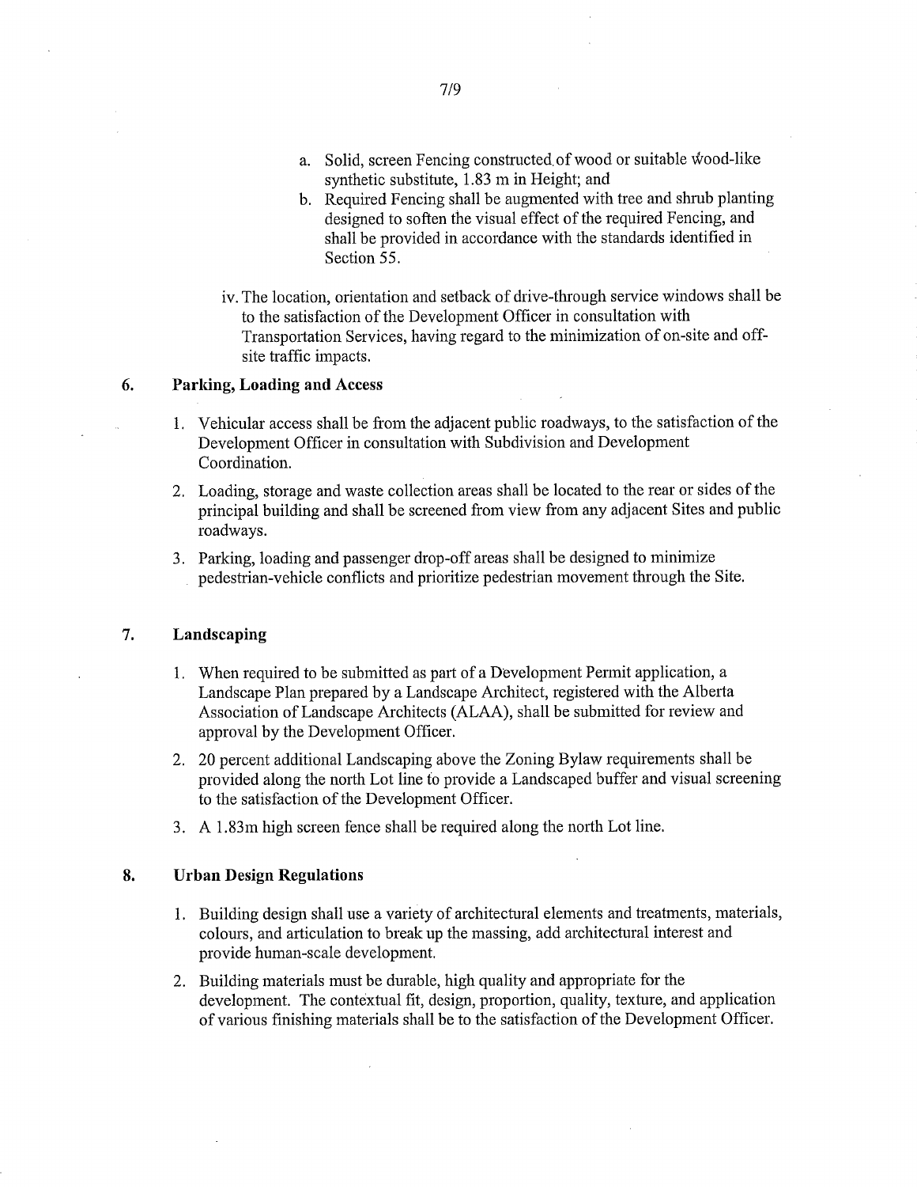a. Solid, screen Fencing constructed of wood or suitable wood-like synthetic substitute, 1.83 m in Height; and
b. Required Fencing shall be augmented with tree and shrub planting designed to soften the visual effect of the required Fencing, and shall be provided in accordance with the standards identified in Section 55.

iv. The location, orientation and setback of drive-through service windows shall be to the satisfaction of the Development Officer in consultation with Transportation Services, having regard to the minimization of on-site and off-site traffic impacts.

## 6. Parking, Loading and Access

1. Vehicular access shall be from the adjacent public roadways, to the satisfaction of the Development Officer in consultation with Subdivision and Development Coordination.
2. Loading, storage and waste collection areas shall be located to the rear or sides of the principal building and shall be screened from view from any adjacent Sites and public roadways.
3. Parking, loading and passenger drop-off areas shall be designed to minimize pedestrian-vehicle conflicts and prioritize pedestrian movement through the Site.

## 7. Landscaping

1. When required to be submitted as part of a Development Permit application, a Landscape Plan prepared by a Landscape Architect, registered with the Alberta Association of Landscape Architects (ALAA), shall be submitted for review and approval by the Development Officer.
2. 20 percent additional Landscaping above the Zoning Bylaw requirements shall be provided along the north Lot line to provide a Landscaped buffer and visual screening to the satisfaction of the Development Officer.
3. A 1.83m high screen fence shall be required along the north Lot line.

## 8. Urban Design Regulations

1. Building design shall use a variety of architectural elements and treatments, materials, colours, and articulation to break up the massing, add architectural interest and provide human-scale development.
2. Building materials must be durable, high quality and appropriate for the development. The contextual fit, design, proportion, quality, texture, and application of various finishing materials shall be to the satisfaction of the Development Officer.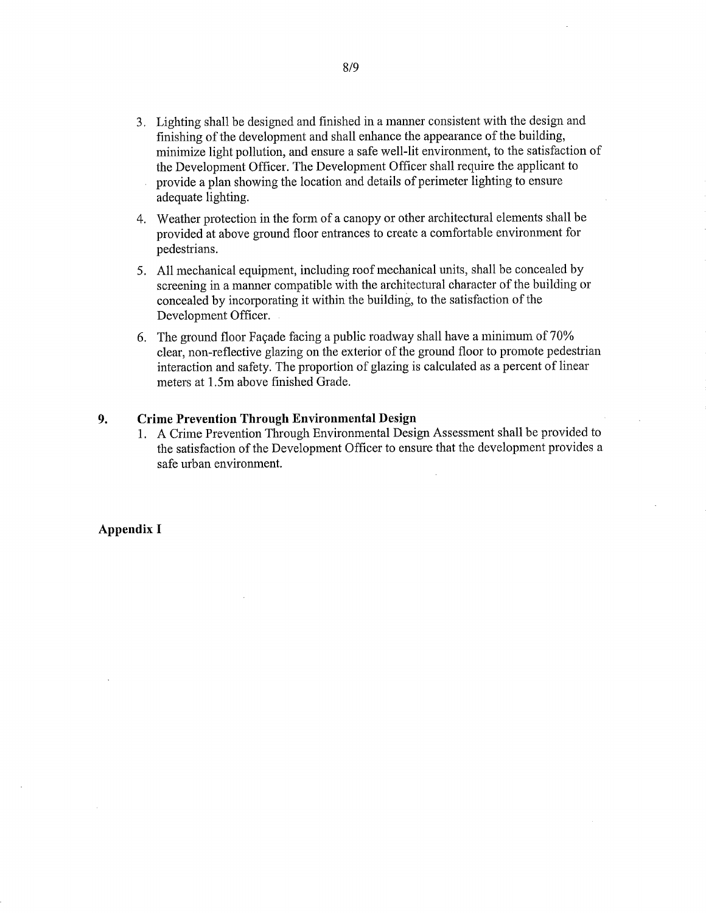3. Lighting shall be designed and finished in a manner consistent with the design and finishing of the development and shall enhance the appearance of the building, minimize light pollution, and ensure a safe well-lit environment, to the satisfaction of the Development Officer. The Development Officer shall require the applicant to provide a plan showing the location and details of perimeter lighting to ensure adequate lighting.
4. Weather protection in the form of a canopy or other architectural elements shall be provided at above ground floor entrances to create a comfortable environment for pedestrians.
5. All mechanical equipment, including roof mechanical units, shall be concealed by screening in a manner compatible with the architectural character of the building or concealed by incorporating it within the building, to the satisfaction of the Development Officer.
6. The ground floor Façade facing a public roadway shall have a minimum of 70% clear, non-reflective glazing on the exterior of the ground floor to promote pedestrian interaction and safety. The proportion of glazing is calculated as a percent of linear meters at 1.5m above finished Grade.

## 9. Crime Prevention Through Environmental Design

1. A Crime Prevention Through Environmental Design Assessment shall be provided to the satisfaction of the Development Officer to ensure that the development provides a safe urban environment.

## Appendix I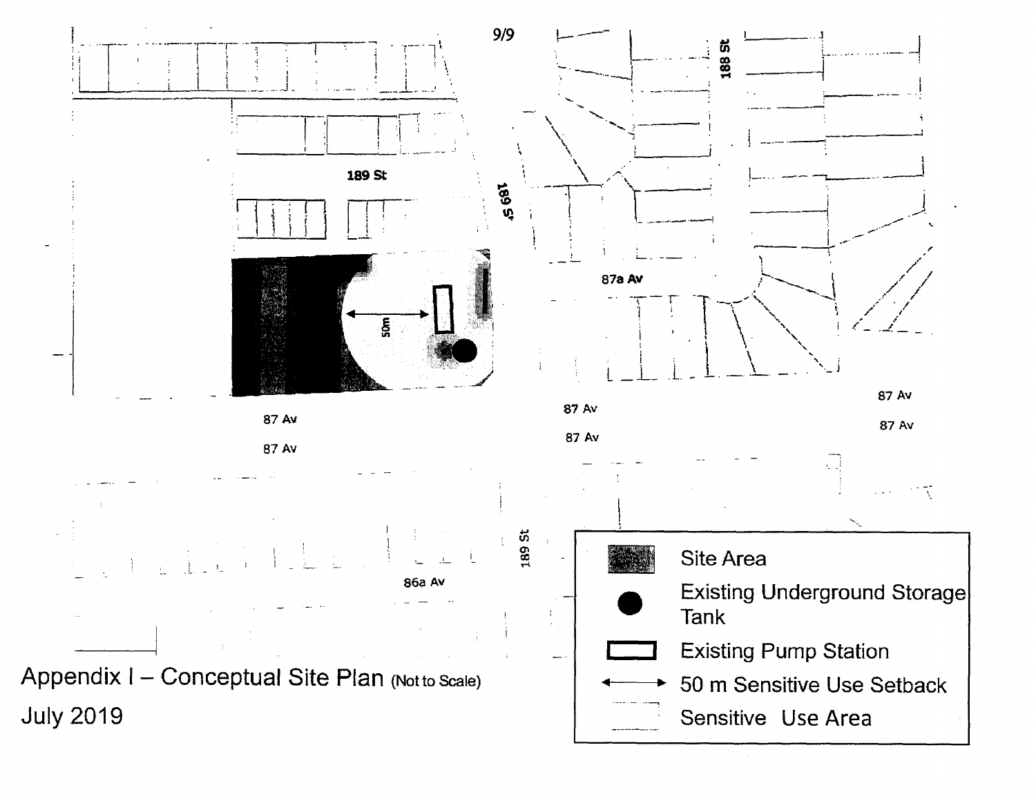189 St

189 St

188 St

87a Av

50m

87 Av

87 Av

87 Av

87 Av

87 Av

87 Av

189 St

86a Av

Site Area

Existing Underground Storage Tank

Existing Pump Station

50 m Sensitive Use Setback

Sensitive Use Area

Appendix I – Conceptual Site Plan (Not to Scale)

July 2019